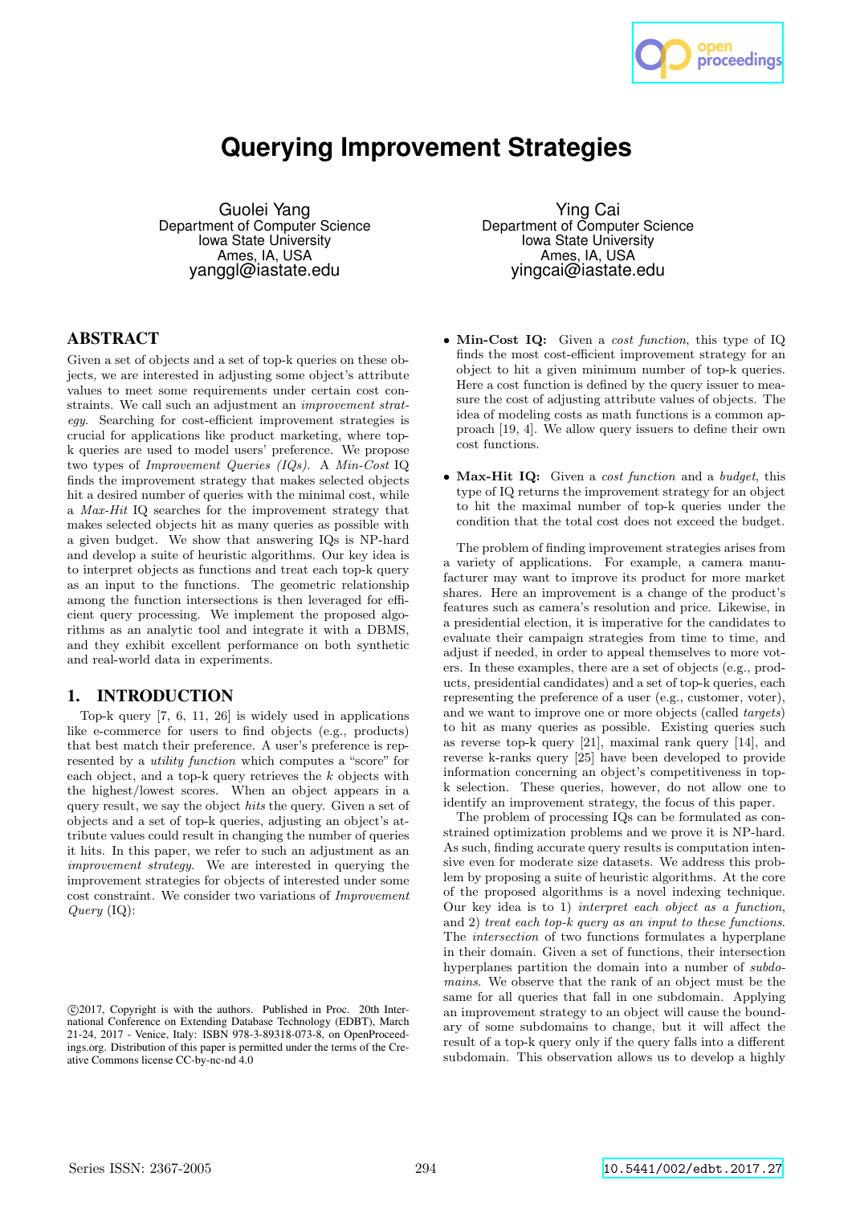# Querying Improvement Strategies

Guolei Yang
Department of Computer Science
Iowa State University
Ames, IA, USA
yanggl@iastate.edu

Ying Cai
Department of Computer Science
Iowa State University
Ames, IA, USA
yingcai@iastate.edu

## ABSTRACT

Given a set of objects and a set of top-k queries on these objects, we are interested in adjusting some object's attribute values to meet some requirements under certain cost constraints. We call such an adjustment an *improvement strategy*. Searching for cost-efficient improvement strategies is crucial for applications like product marketing, where top-k queries are used to model users' preference. We propose two types of *Improvement Queries (IQs)*. A *Min-Cost* IQ finds the improvement strategy that makes selected objects hit a desired number of queries with the minimal cost, while a *Max-Hit* IQ searches for the improvement strategy that makes selected objects hit as many queries as possible with a given budget. We show that answering IQs is NP-hard and develop a suite of heuristic algorithms. Our key idea is to interpret objects as functions and treat each top-k query as an input to the functions. The geometric relationship among the function intersections is then leveraged for efficient query processing. We implement the proposed algorithms as an analytic tool and integrate it with a DBMS, and they exhibit excellent performance on both synthetic and real-world data in experiments.

## 1. INTRODUCTION

Top-k query [7, 6, 11, 26] is widely used in applications like e-commerce for users to find objects (e.g., products) that best match their preference. A user's preference is represented by a *utility function* which computes a "score" for each object, and a top-k query retrieves the $k$ objects with the highest/lowest scores. When an object appears in a query result, we say the object *hits* the query. Given a set of objects and a set of top-k queries, adjusting an object's attribute values could result in changing the number of queries it hits. In this paper, we refer to such an adjustment as an *improvement strategy*. We are interested in querying the improvement strategies for objects of interested under some cost constraint. We consider two variations of *Improvement Query* (IQ):

- **Min-Cost IQ:** Given a *cost function*, this type of IQ finds the most cost-efficient improvement strategy for an object to hit a given minimum number of top-k queries. Here a cost function is defined by the query issuer to measure the cost of adjusting attribute values of objects. The idea of modeling costs as math functions is a common approach [19, 4]. We allow query issuers to define their own cost functions.

- **Max-Hit IQ:** Given a *cost function* and a *budget*, this type of IQ returns the improvement strategy for an object to hit the maximal number of top-k queries under the condition that the total cost does not exceed the budget.

The problem of finding improvement strategies arises from a variety of applications. For example, a camera manufacturer may want to improve its product for more market shares. Here an improvement is a change of the product's features such as camera's resolution and price. Likewise, in a presidential election, it is imperative for the candidates to evaluate their campaign strategies from time to time, and adjust if needed, in order to appeal themselves to more voters. In these examples, there are a set of objects (e.g., products, presidential candidates) and a set of top-k queries, each representing the preference of a user (e.g., customer, voter), and we want to improve one or more objects (called *targets*) to hit as many queries as possible. Existing queries such as reverse top-k query [21], maximal rank query [14], and reverse k-ranks query [25] have been developed to provide information concerning an object's competitiveness in top-k selection. These queries, however, do not allow one to identify an improvement strategy, the focus of this paper.

The problem of processing IQs can be formulated as constrained optimization problems and we prove it is NP-hard. As such, finding accurate query results is computation intensive even for moderate size datasets. We address this problem by proposing a suite of heuristic algorithms. At the core of the proposed algorithms is a novel indexing technique. Our key idea is to 1) *interpret each object as a function*, and 2) *treat each top-k query as an input to these functions*. The *intersection* of two functions formulates a hyperplane in their domain. Given a set of functions, their intersection hyperplanes partition the domain into a number of *subdomains*. We observe that the rank of an object must be the same for all queries that fall in one subdomain. Applying an improvement strategy to an object will cause the boundary of some subdomains to change, but it will affect the result of a top-k query only if the query falls into a different subdomain. This observation allows us to develop a highly

©2017, Copyright is with the authors. Published in Proc. 20th International Conference on Extending Database Technology (EDBT), March 21-24, 2017 - Venice, Italy: ISBN 978-3-89318-073-8, on OpenProceedings.org. Distribution of this paper is permitted under the terms of the Creative Commons license CC-by-nc-nd 4.0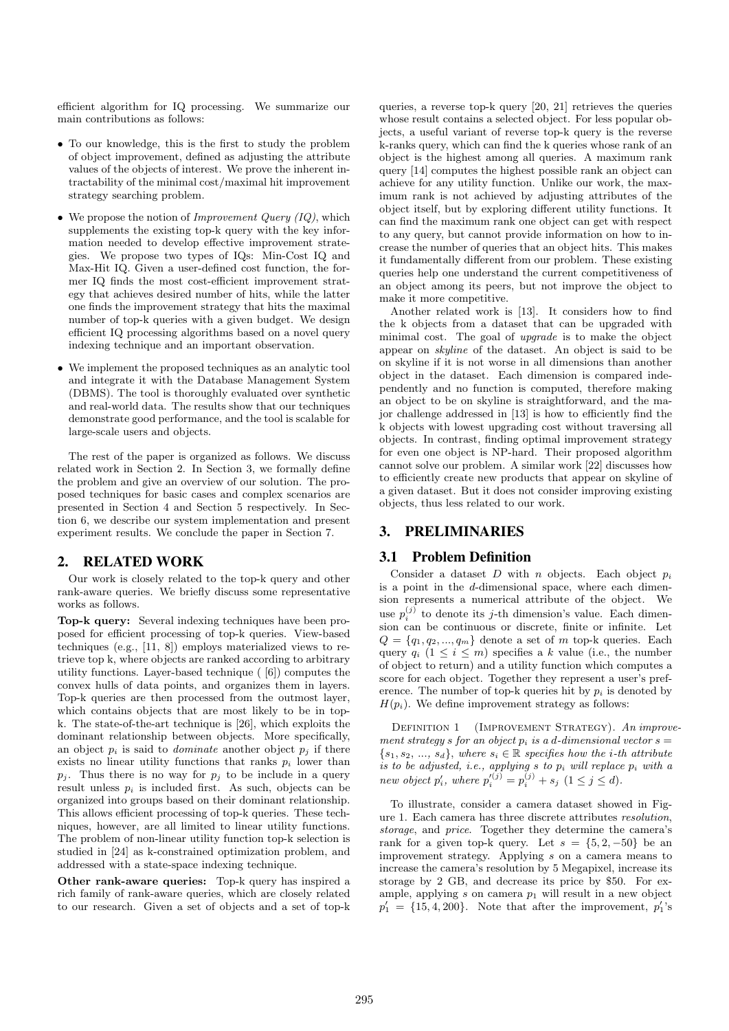efficient algorithm for IQ processing. We summarize our main contributions as follows:

- To our knowledge, this is the first to study the problem of object improvement, defined as adjusting the attribute values of the objects of interest. We prove the inherent intractability of the minimal cost/maximal hit improvement strategy searching problem.
- We propose the notion of *Improvement Query (IQ)*, which supplements the existing top-k query with the key information needed to develop effective improvement strategies. We propose two types of IQs: Min-Cost IQ and Max-Hit IQ. Given a user-defined cost function, the former IQ finds the most cost-efficient improvement strategy that achieves desired number of hits, while the latter one finds the improvement strategy that hits the maximal number of top-k queries with a given budget. We design efficient IQ processing algorithms based on a novel query indexing technique and an important observation.
- We implement the proposed techniques as an analytic tool and integrate it with the Database Management System (DBMS). The tool is thoroughly evaluated over synthetic and real-world data. The results show that our techniques demonstrate good performance, and the tool is scalable for large-scale users and objects.

The rest of the paper is organized as follows. We discuss related work in Section 2. In Section 3, we formally define the problem and give an overview of our solution. The proposed techniques for basic cases and complex scenarios are presented in Section 4 and Section 5 respectively. In Section 6, we describe our system implementation and present experiment results. We conclude the paper in Section 7.

## 2. RELATED WORK

Our work is closely related to the top-k query and other rank-aware queries. We briefly discuss some representative works as follows.

**Top-k query:** Several indexing techniques have been proposed for efficient processing of top-k queries. View-based techniques (e.g., [11, 8]) employs materialized views to retrieve top k, where objects are ranked according to arbitrary utility functions. Layer-based technique ( [6]) computes the convex hulls of data points, and organizes them in layers. Top-k queries are then processed from the outmost layer, which contains objects that are most likely to be in top-k. The state-of-the-art technique is [26], which exploits the dominant relationship between objects. More specifically, an object $p_i$ is said to *dominate* another object $p_j$ if there exists no linear utility functions that ranks $p_i$ lower than $p_j$. Thus there is no way for $p_j$ to be include in a query result unless $p_i$ is included first. As such, objects can be organized into groups based on their dominant relationship. This allows efficient processing of top-k queries. These techniques, however, are all limited to linear utility functions. The problem of non-linear utility function top-k selection is studied in [24] as k-constrained optimization problem, and addressed with a state-space indexing technique.

**Other rank-aware queries:** Top-k query has inspired a rich family of rank-aware queries, which are closely related to our research. Given a set of objects and a set of top-k queries, a reverse top-k query [20, 21] retrieves the queries whose result contains a selected object. For less popular objects, a useful variant of reverse top-k query is the reverse k-ranks query, which can find the k queries whose rank of an object is the highest among all queries. A maximum rank query [14] computes the highest possible rank an object can achieve for any utility function. Unlike our work, the maximum rank is not achieved by adjusting attributes of the object itself, but by exploring different utility functions. It can find the maximum rank one object can get with respect to any query, but cannot provide information on how to increase the number of queries that an object hits. This makes it fundamentally different from our problem. These existing queries help one understand the current competitiveness of an object among its peers, but not improve the object to make it more competitive.

Another related work is [13]. It considers how to find the k objects from a dataset that can be upgraded with minimal cost. The goal of *upgrade* is to make the object appear on *skyline* of the dataset. An object is said to be on skyline if it is not worse in all dimensions than another object in the dataset. Each dimension is compared independently and no function is computed, therefore making an object to be on skyline is straightforward, and the major challenge addressed in [13] is how to efficiently find the k objects with lowest upgrading cost without traversing all objects. In contrast, finding optimal improvement strategy for even one object is NP-hard. Their proposed algorithm cannot solve our problem. A similar work [22] discusses how to efficiently create new products that appear on skyline of a given dataset. But it does not consider improving existing objects, thus less related to our work.

## 3. PRELIMINARIES

### 3.1 Problem Definition

Consider a dataset $D$ with $n$ objects. Each object $p_i$ is a point in the $d$-dimensional space, where each dimension represents a numerical attribute of the object. We use $p_i^{(j)}$ to denote its $j$-th dimension's value. Each dimension can be continuous or discrete, finite or infinite. Let $Q = \{q_1, q_2, ..., q_m\}$ denote a set of $m$ top-k queries. Each query $q_i$ $(1 \le i \le m)$ specifies a $k$ value (i.e., the number of object to return) and a utility function which computes a score for each object. Together they represent a user's preference. The number of top-k queries hit by $p_i$ is denoted by $H(p_i)$. We define improvement strategy as follows:

Definition 1 (Improvement Strategy). *An improvement strategy $s$ for an object $p_i$ is a $d$-dimensional vector $s = \{s_1, s_2, ..., s_d\}$, where $s_i \in \mathbb{R}$ specifies how the $i$-th attribute is to be adjusted, i.e., applying $s$ to $p_i$ will replace $p_i$ with a new object $p'_i$, where $p_i'^{(j)} = p_i^{(j)} + s_j$ $(1 \le j \le d)$.*

To illustrate, consider a camera dataset showed in Figure 1. Each camera has three discrete attributes *resolution*, *storage*, and *price*. Together they determine the camera's rank for a given top-k query. Let $s = \{5, 2, -50\}$ be an improvement strategy. Applying $s$ on a camera means to increase the camera's resolution by 5 Megapixel, increase its storage by 2 GB, and decrease its price by \$50. For example, applying $s$ on camera $p_1$ will result in a new object $p'_1 = \{15, 4, 200\}$. Note that after the improvement, $p'_1$'s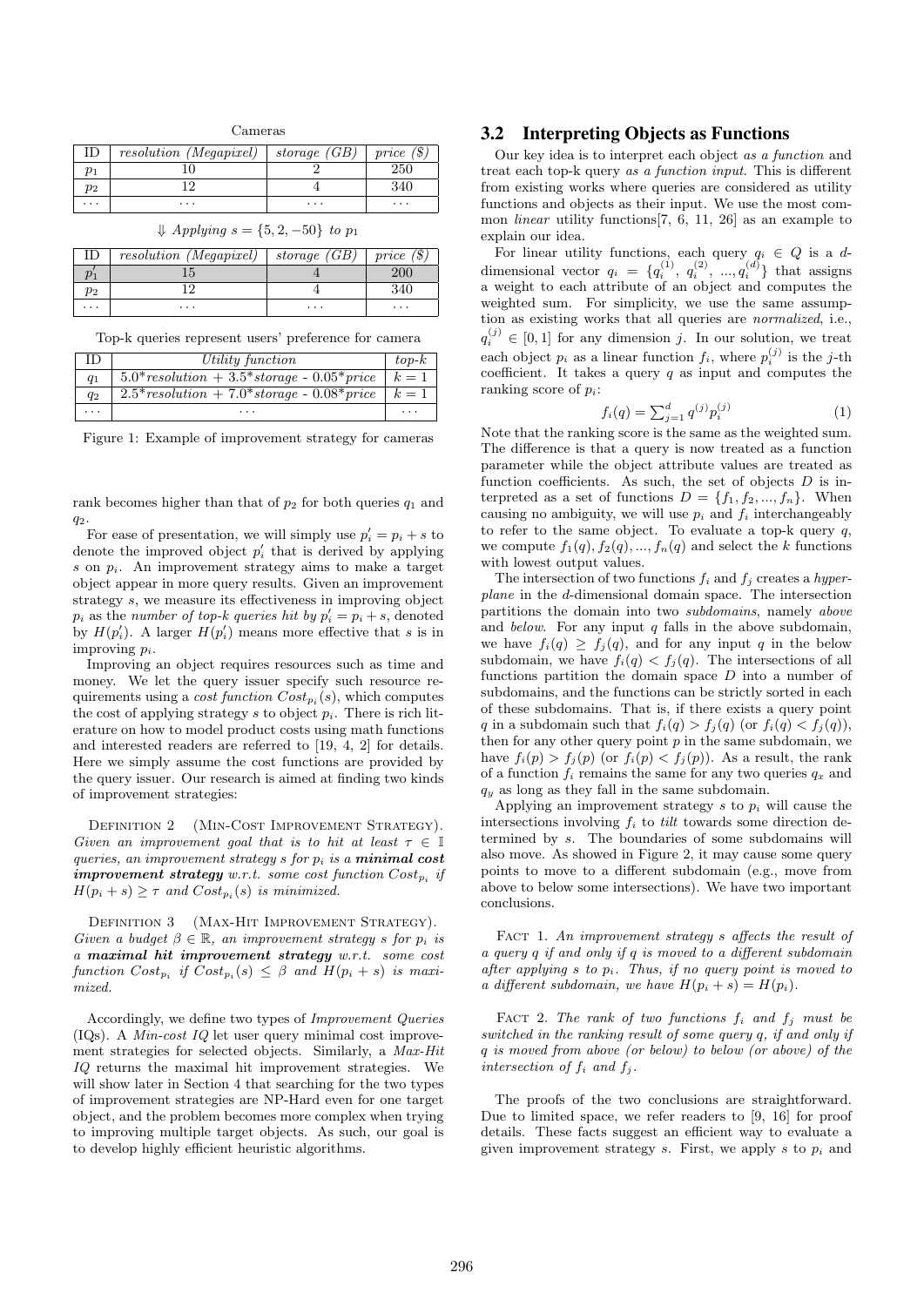Cameras

| ID | *resolution (Megapixel)* | *storage (GB)* | *price ($)* |
|---|---|---|---|
| $p_1$ | 10 | 2 | 250 |
| $p_2$ | 12 | 4 | 340 |
| ... | ... | ... | ... |

⇓ *Applying* $s = \{5, 2, -50\}$ *to* $p_1$

| ID | *resolution (Megapixel)* | *storage (GB)* | *price ($)* |
|---|---|---|---|
| $p_1'$ | 15 | 4 | 200 |
| $p_2$ | 12 | 4 | 340 |
| ... | ... | ... | ... |

Top-k queries represent users' preference for camera

| ID | *Utility function* | *top-k* |
|---|---|---|
| $q_1$ | 5.0\*resolution + 3.5\*storage - 0.05\*price | $k = 1$ |
| $q_2$ | 2.5\*resolution + 7.0\*storage - 0.08\*price | $k = 1$ |
| ... | ... | ... |

Figure 1: Example of improvement strategy for cameras

rank becomes higher than that of $p_2$ for both queries $q_1$ and $q_2$.

For ease of presentation, we will simply use $p_i' = p_i + s$ to denote the improved object $p_i'$ that is derived by applying $s$ on $p_i$. An improvement strategy aims to make a target object appear in more query results. Given an improvement strategy $s$, we measure its effectiveness in improving object $p_i$ as the *number of top-k queries hit by* $p_i' = p_i + s$, denoted by $H(p_i')$. A larger $H(p_i')$ means more effective that $s$ is in improving $p_i$.

Improving an object requires resources such as time and money. We let the query issuer specify such resource requirements using a *cost function* $Cost_{p_i}(s)$, which computes the cost of applying strategy $s$ to object $p_i$. There is rich literature on how to model product costs using math functions and interested readers are referred to [19, 4, 2] for details. Here we simply assume the cost functions are provided by the query issuer. Our research is aimed at finding two kinds of improvement strategies:

Definition 2 (Min-Cost Improvement Strategy). *Given an improvement goal that is to hit at least* $\tau \in \mathbb{I}$ *queries, an improvement strategy s for* $p_i$ *is a* ***minimal cost improvement strategy*** *w.r.t. some cost function* $Cost_{p_i}$ *if* $H(p_i + s) \geq \tau$ *and* $Cost_{p_i}(s)$ *is minimized.*

Definition 3 (Max-Hit Improvement Strategy). *Given a budget* $\beta \in \mathbb{R}$*, an improvement strategy s for* $p_i$ *is a* ***maximal hit improvement strategy*** *w.r.t. some cost function* $Cost_{p_i}$ *if* $Cost_{p_i}(s) \leq \beta$ *and* $H(p_i + s)$ *is maximized.*

Accordingly, we define two types of *Improvement Queries* (IQs). A *Min-cost IQ* let user query minimal cost improvement strategies for selected objects. Similarly, a *Max-Hit IQ* returns the maximal hit improvement strategies. We will show later in Section 4 that searching for the two types of improvement strategies are NP-Hard even for one target object, and the problem becomes more complex when trying to improving multiple target objects. As such, our goal is to develop highly efficient heuristic algorithms.

## 3.2 Interpreting Objects as Functions

Our key idea is to interpret each object *as a function* and treat each top-k query *as a function input*. This is different from existing works where queries are considered as utility functions and objects as their input. We use the most common *linear* utility functions[7, 6, 11, 26] as an example to explain our idea.

For linear utility functions, each query $q_i \in Q$ is a $d$-dimensional vector $q_i = \{q_i^{(1)}, q_i^{(2)}, ..., q_i^{(d)}\}$ that assigns a weight to each attribute of an object and computes the weighted sum. For simplicity, we use the same assumption as existing works that all queries are *normalized*, i.e., $q_i^{(j)} \in [0, 1]$ for any dimension $j$. In our solution, we treat each object $p_i$ as a linear function $f_i$, where $p_i^{(j)}$ is the $j$-th coefficient. It takes a query $q$ as input and computes the ranking score of $p_i$:

$$f_i(q) = \sum_{j=1}^{d} q^{(j)} p_i^{(j)} \tag{1}$$

Note that the ranking score is the same as the weighted sum. The difference is that a query is now treated as a function parameter while the object attribute values are treated as function coefficients. As such, the set of objects $D$ is interpreted as a set of functions $D = \{f_1, f_2, ..., f_n\}$. When causing no ambiguity, we will use $p_i$ and $f_i$ interchangeably to refer to the same object. To evaluate a top-k query $q$, we compute $f_1(q), f_2(q), ..., f_n(q)$ and select the $k$ functions with lowest output values.

The intersection of two functions $f_i$ and $f_j$ creates a *hyperplane* in the $d$-dimensional domain space. The intersection partitions the domain into two *subdomains*, namely *above* and *below*. For any input $q$ falls in the above subdomain, we have $f_i(q) \geq f_j(q)$, and for any input $q$ in the below subdomain, we have $f_i(q) < f_j(q)$. The intersections of all functions partition the domain space $D$ into a number of subdomains, and the functions can be strictly sorted in each of these subdomains. That is, if there exists a query point $q$ in a subdomain such that $f_i(q) > f_j(q)$ (or $f_i(q) < f_j(q)$), then for any other query point $p$ in the same subdomain, we have $f_i(p) > f_j(p)$ (or $f_i(p) < f_j(p)$). As a result, the rank of a function $f_i$ remains the same for any two queries $q_x$ and $q_y$ as long as they fall in the same subdomain.

Applying an improvement strategy $s$ to $p_i$ will cause the intersections involving $f_i$ to *tilt* towards some direction determined by $s$. The boundaries of some subdomains will also move. As showed in Figure 2, it may cause some query points to move to a different subdomain (e.g., move from above to below some intersections). We have two important conclusions.

Fact 1. *An improvement strategy s affects the result of a query q if and only if q is moved to a different subdomain after applying s to* $p_i$*. Thus, if no query point is moved to a different subdomain, we have* $H(p_i + s) = H(p_i)$.

Fact 2. *The rank of two functions* $f_i$ *and* $f_j$ *must be switched in the ranking result of some query q, if and only if q is moved from above (or below) to below (or above) of the intersection of* $f_i$ *and* $f_j$.

The proofs of the two conclusions are straightforward. Due to limited space, we refer readers to [9, 16] for proof details. These facts suggest an efficient way to evaluate a given improvement strategy $s$. First, we apply $s$ to $p_i$ and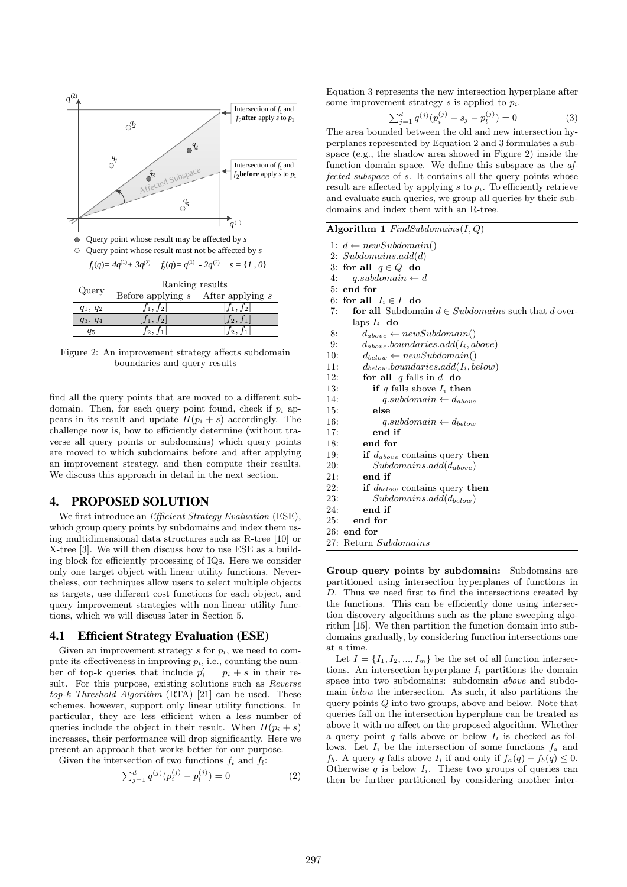Query point whose result may be affected by $s$

Query point whose result must not be affected by $s$

$f_1(q)= 4q^{(1)}+ 3q^{(2)}$ $f_2(q)= q^{(1)} - 2q^{(2)}$ $s = \{1 , 0\}$

| Query | Ranking results | |
|---|---|---|
| | Before applying $s$ | After applying $s$ |
| $q_1$, $q_2$ | $[f_1, f_2]$ | $[f_1, f_2]$ |
| $q_3$, $q_4$ | $[f_1, f_2]$ | $[f_2, f_1]$ |
| $q_5$ | $[f_2, f_1]$ | $[f_2, f_1]$ |

Figure 2: An improvement strategy affects subdomain boundaries and query results

find all the query points that are moved to a different subdomain. Then, for each query point found, check if $p_i$ appears in its result and update $H(p_i + s)$ accordingly. The challenge now is, how to efficiently determine (without traverse all query points or subdomains) which query points are moved to which subdomains before and after applying an improvement strategy, and then compute their results. We discuss this approach in detail in the next section.

## 4. PROPOSED SOLUTION

We first introduce an *Efficient Strategy Evaluation* (ESE), which group query points by subdomains and index them using multidimensional data structures such as R-tree [10] or X-tree [3]. We will then discuss how to use ESE as a building block for efficiently processing of IQs. Here we consider only one target object with linear utility functions. Nevertheless, our techniques allow users to select multiple objects as targets, use different cost functions for each object, and query improvement strategies with non-linear utility functions, which we will discuss later in Section 5.

### 4.1 Efficient Strategy Evaluation (ESE)

Given an improvement strategy $s$ for $p_i$, we need to compute its effectiveness in improving $p_i$, i.e., counting the number of top-k queries that include $p'_i = p_i + s$ in their result. For this purpose, existing solutions such as *Reverse top-k Threshold Algorithm* (RTA) [21] can be used. These schemes, however, support only linear utility functions. In particular, they are less efficient when a less number of queries include the object in their result. When $H(p_i + s)$ increases, their performance will drop significantly. Here we present an approach that works better for our purpose.

Given the intersection of two functions $f_i$ and $f_l$:

$$\sum_{j=1}^{d} q^{(j)}(p_i^{(j)} - p_l^{(j)}) = 0 \quad (2)$$

Equation 3 represents the new intersection hyperplane after some improvement strategy $s$ is applied to $p_i$.

$$\sum_{j=1}^{d} q^{(j)}(p_i^{(j)} + s_j - p_l^{(j)}) = 0 \quad (3)$$

The area bounded between the old and new intersection hyperplanes represented by Equation 2 and 3 formulates a subspace (e.g., the shadow area showed in Figure 2) inside the function domain space. We define this subspace as the *affected subspace* of $s$. It contains all the query points whose result are affected by applying $s$ to $p_i$. To efficiently retrieve and evaluate such queries, we group all queries by their subdomains and index them with an R-tree.

**Algorithm 1** *FindSubdomains*$(I, Q)$

```
1:  d ← newSubdomain()
2:  Subdomains.add(d)
3:  for all q ∈ Q do
4:     q.subdomain ← d
5:  end for
6:  for all I_i ∈ I do
7:     for all Subdomain d ∈ Subdomains such that d overlaps I_i do
8:        d_above ← newSubdomain()
9:        d_above.boundaries.add(I_i, above)
10:       d_below ← newSubdomain()
11:       d_below.boundaries.add(I_i, below)
12:       for all q falls in d do
13:          if q falls above I_i then
14:             q.subdomain ← d_above
15:          else
16:             q.subdomain ← d_below
17:          end if
18:       end for
19:       if d_above contains query then
20:          Subdomains.add(d_above)
21:       end if
22:       if d_below contains query then
23:          Subdomains.add(d_below)
24:       end if
25:    end for
26: end for
27: Return Subdomains
```

**Group query points by subdomain:** Subdomains are partitioned using intersection hyperplanes of functions in $D$. Thus we need first to find the intersections created by the functions. This can be efficiently done using intersection discovery algorithms such as the plane sweeping algorithm [15]. We then partition the function domain into subdomains gradually, by considering function intersections one at a time.

Let $I = \{I_1, I_2, ..., I_m\}$ be the set of all function intersections. An intersection hyperplane $I_i$ partitions the domain space into two subdomains: subdomain *above* and subdomain *below* the intersection. As such, it also partitions the query points $Q$ into two groups, above and below. Note that queries fall on the intersection hyperplane can be treated as above it with no affect on the proposed algorithm. Whether a query point $q$ falls above or below $I_i$ is checked as follows. Let $I_i$ be the intersection of some functions $f_a$ and $f_b$. A query $q$ falls above $I_i$ if and only if $f_a(q) - f_b(q) \leq 0$. Otherwise $q$ is below $I_i$. These two groups of queries can then be further partitioned by considering another inter-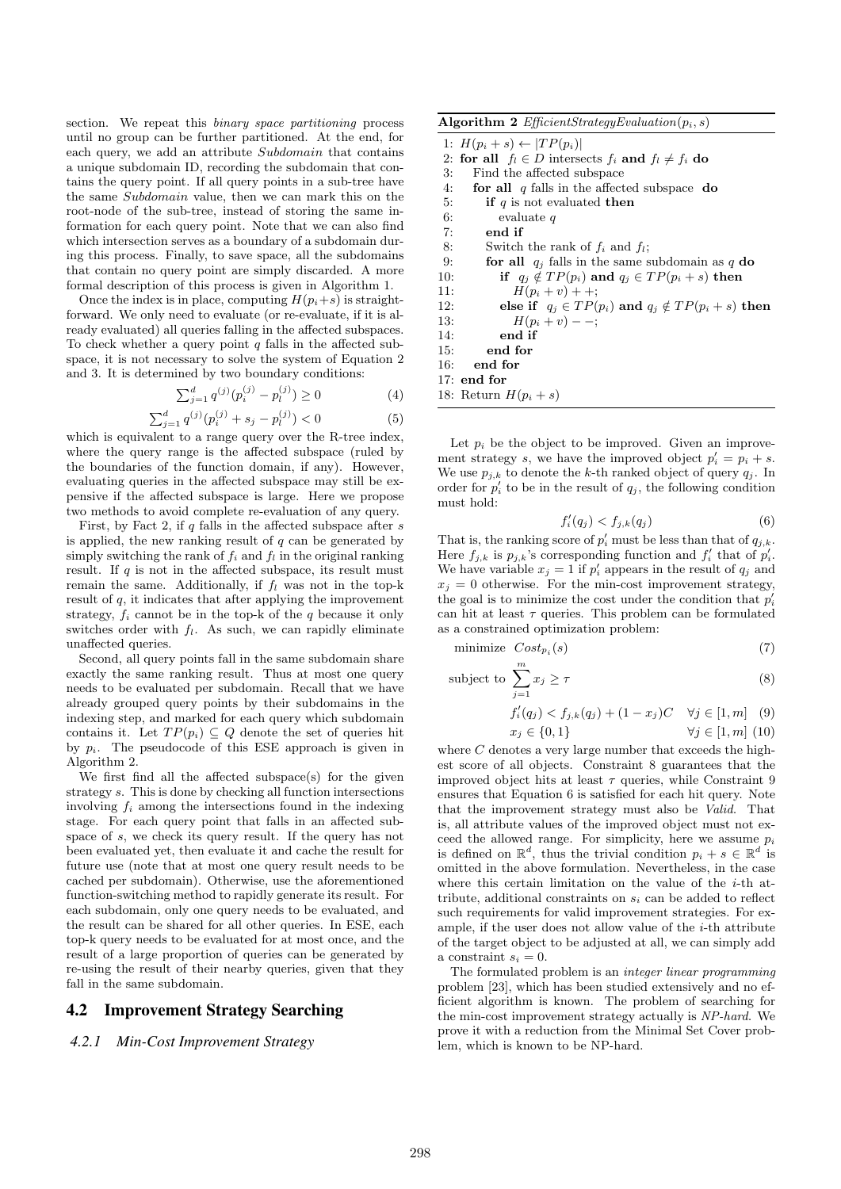section. We repeat this *binary space partitioning* process until no group can be further partitioned. At the end, for each query, we add an attribute *Subdomain* that contains a unique subdomain ID, recording the subdomain that contains the query point. If all query points in a sub-tree have the same *Subdomain* value, then we can mark this on the root-node of the sub-tree, instead of storing the same information for each query point. Note that we can also find which intersection serves as a boundary of a subdomain during this process. Finally, to save space, all the subdomains that contain no query point are simply discarded. A more formal description of this process is given in Algorithm 1.

Once the index is in place, computing $H(p_i+s)$ is straightforward. We only need to evaluate (or re-evaluate, if it is already evaluated) all queries falling in the affected subspaces. To check whether a query point $q$ falls in the affected subspace, it is not necessary to solve the system of Equation 2 and 3. It is determined by two boundary conditions:

$$\sum_{j=1}^{d} q^{(j)}(p_i^{(j)} - p_l^{(j)}) \geq 0 \quad (4)$$

$$\sum_{j=1}^{d} q^{(j)}(p_i^{(j)} + s_j - p_l^{(j)}) < 0 \quad (5)$$

which is equivalent to a range query over the R-tree index, where the query range is the affected subspace (ruled by the boundaries of the function domain, if any). However, evaluating queries in the affected subspace may still be expensive if the affected subspace is large. Here we propose two methods to avoid complete re-evaluation of any query.

First, by Fact 2, if $q$ falls in the affected subspace after $s$ is applied, the new ranking result of $q$ can be generated by simply switching the rank of $f_i$ and $f_l$ in the original ranking result. If $q$ is not in the affected subspace, its result must remain the same. Additionally, if $f_l$ was not in the top-k result of $q$, it indicates that after applying the improvement strategy, $f_i$ cannot be in the top-k of the $q$ because it only switches order with $f_l$. As such, we can rapidly eliminate unaffected queries.

Second, all query points fall in the same subdomain share exactly the same ranking result. Thus at most one query needs to be evaluated per subdomain. Recall that we have already grouped query points by their subdomains in the indexing step, and marked for each query which subdomain contains it. Let $TP(p_i) \subseteq Q$ denote the set of queries hit by $p_i$. The pseudocode of this ESE approach is given in Algorithm 2.

We first find all the affected subspace(s) for the given strategy $s$. This is done by checking all function intersections involving $f_i$ among the intersections found in the indexing stage. For each query point that falls in an affected subspace of $s$, we check its query result. If the query has not been evaluated yet, then evaluate it and cache the result for future use (note that at most one query result needs to be cached per subdomain). Otherwise, use the aforementioned function-switching method to rapidly generate its result. For each subdomain, only one query needs to be evaluated, and the result can be shared for all other queries. In ESE, each top-k query needs to be evaluated for at most once, and the result of a large proportion of queries can be generated by re-using the result of their nearby queries, given that they fall in the same subdomain.

**Algorithm 2** *EfficientStrategyEvaluation*$(p_i, s)$

```
1: H(p_i + s) ← |TP(p_i)|
2: for all f_l ∈ D intersects f_i and f_l ≠ f_i do
3:    Find the affected subspace
4:    for all q falls in the affected subspace do
5:       if q is not evaluated then
6:          evaluate q
7:       end if
8:       Switch the rank of f_i and f_l;
9:       for all q_j falls in the same subdomain as q do
10:         if q_j ∉ TP(p_i) and q_j ∈ TP(p_i + s) then
11:            H(p_i + v) + +;
12:         else if q_j ∈ TP(p_i) and q_j ∉ TP(p_i + s) then
13:            H(p_i + v) − −;
14:         end if
15:      end for
16:   end for
17: end for
18: Return H(p_i + s)
```

## 4.2 Improvement Strategy Searching

### 4.2.1 Min-Cost Improvement Strategy

Let $p_i$ be the object to be improved. Given an improvement strategy $s$, we have the improved object $p_i' = p_i + s$. We use $p_{j,k}$ to denote the $k$-th ranked object of query $q_j$. In order for $p_i'$ to be in the result of $q_j$, the following condition must hold:

$$f_i'(q_j) < f_{j,k}(q_j) \quad (6)$$

That is, the ranking score of $p_i'$ must be less than that of $q_{j,k}$. Here $f_{j,k}$ is $p_{j,k}$'s corresponding function and $f_i'$ that of $p_i'$. We have variable $x_j = 1$ if $p_i'$ appears in the result of $q_j$ and $x_j = 0$ otherwise. For the min-cost improvement strategy, the goal is to minimize the cost under the condition that $p_i'$ can hit at least $\tau$ queries. This problem can be formulated as a constrained optimization problem:

$$\text{minimize} \quad Cost_{p_i}(s) \quad (7)$$

$$\text{subject to} \quad \sum_{j=1}^{m} x_j \geq \tau \quad (8)$$

$$f_i'(q_j) < f_{j,k}(q_j) + (1 - x_j)C \quad \forall j \in [1, m] \quad (9)$$

$$x_j \in \{0, 1\} \quad \forall j \in [1, m] \quad (10)$$

where $C$ denotes a very large number that exceeds the highest score of all objects. Constraint 8 guarantees that the improved object hits at least $\tau$ queries, while Constraint 9 ensures that Equation 6 is satisfied for each hit query. Note that the improvement strategy must also be *Valid*. That is, all attribute values of the improved object must not exceed the allowed range. For simplicity, here we assume $p_i$ is defined on $\mathbb{R}^d$, thus the trivial condition $p_i + s \in \mathbb{R}^d$ is omitted in the above formulation. Nevertheless, in the case where this certain limitation on the value of the $i$-th attribute, additional constraints on $s_i$ can be added to reflect such requirements for valid improvement strategies. For example, if the user does not allow value of the $i$-th attribute of the target object to be adjusted at all, we can simply add a constraint $s_i = 0$.

The formulated problem is an *integer linear programming* problem [23], which has been studied extensively and no efficient algorithm is known. The problem of searching for the min-cost improvement strategy actually is *NP-hard*. We prove it with a reduction from the Minimal Set Cover problem, which is known to be NP-hard.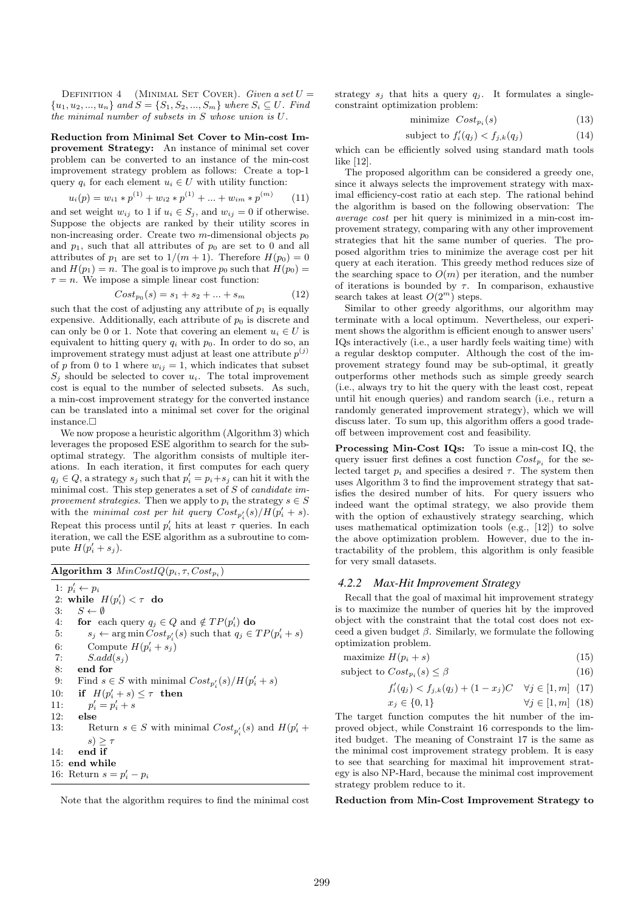DEFINITION 4 (MINIMAL SET COVER). *Given a set $U = \{u_1, u_2, ..., u_n\}$ and $S = \{S_1, S_2, ..., S_m\}$ where $S_i \subseteq U$. Find the minimal number of subsets in $S$ whose union is $U$.*

**Reduction from Minimal Set Cover to Min-cost Improvement Strategy:** An instance of minimal set cover problem can be converted to an instance of the min-cost improvement strategy problem as follows: Create a top-1 query $q_i$ for each element $u_i \in U$ with utility function:

$$u_i(p) = w_{i1} * p^{(1)} + w_{i2} * p^{(1)} + ... + w_{im} * p^{(m)} \quad (11)$$

and set weight $w_{ij}$ to 1 if $u_i \in S_j$, and $w_{ij} = 0$ if otherwise. Suppose the objects are ranked by their utility scores in non-increasing order. Create two $m$-dimensional objects $p_0$ and $p_1$, such that all attributes of $p_0$ are set to 0 and all attributes of $p_1$ are set to $1/(m+1)$. Therefore $H(p_0) = 0$ and $H(p_1) = n$. The goal is to improve $p_0$ such that $H(p_0) = \tau = n$. We impose a simple linear cost function:

$$Cost_{p_0}(s) = s_1 + s_2 + ... + s_m \quad (12)$$

such that the cost of adjusting any attribute of $p_1$ is equally expensive. Additionally, each attribute of $p_0$ is discrete and can only be 0 or 1. Note that covering an element $u_i \in U$ is equivalent to hitting query $q_i$ with $p_0$. In order to do so, an improvement strategy must adjust at least one attribute $p^{(j)}$ of $p$ from 0 to 1 where $w_{ij} = 1$, which indicates that subset $S_j$ should be selected to cover $u_i$. The total improvement cost is equal to the number of selected subsets. As such, a min-cost improvement strategy for the converted instance can be translated into a minimal set cover for the original instance.□

We now propose a heuristic algorithm (Algorithm 3) which leverages the proposed ESE algorithm to search for the sub-optimal strategy. The algorithm consists of multiple iterations. In each iteration, it first computes for each query $q_j \in Q$, a strategy $s_j$ such that $p'_i = p_i + s_j$ can hit it with the minimal cost. This step generates a set of $S$ of *candidate improvement strategies*. Then we apply to $p_i$ the strategy $s \in S$ with the *minimal cost per hit query* $Cost_{p'_i}(s)/H(p'_i + s)$. Repeat this process until $p'_i$ hits at least $\tau$ queries. In each iteration, we call the ESE algorithm as a subroutine to compute $H(p'_i + s_j)$.

**Algorithm 3** $MinCostIQ(p_i, \tau, Cost_{p_i})$

```
1: p'_i ← p_i
2: while H(p'_i) < τ do
3:    S ← ∅
4:    for each query q_j ∈ Q and ∉ TP(p'_i) do
5:       s_j ← arg min Cost_{p'_i}(s) such that q_j ∈ TP(p'_i + s)
6:       Compute H(p'_i + s_j)
7:       S.add(s_j)
8:    end for
9:    Find s ∈ S with minimal Cost_{p'_i}(s)/H(p'_i + s)
10:   if H(p'_i + s) ≤ τ then
11:      p'_i = p'_i + s
12:   else
13:      Return s ∈ S with minimal Cost_{p'_i}(s) and H(p'_i +
         s) ≥ τ
14:   end if
15: end while
16: Return s = p'_i − p_i
```

Note that the algorithm requires to find the minimal cost strategy $s_j$ that hits a query $q_j$. It formulates a single-constraint optimization problem:

$$\text{minimize} \;\; Cost_{p_i}(s) \quad (13)$$

$$\text{subject to } f'_i(q_j) < f_{j,k}(q_j) \quad (14)$$

which can be efficiently solved using standard math tools like [12].

The proposed algorithm can be considered a greedy one, since it always selects the improvement strategy with maximal efficiency-cost ratio at each step. The rational behind the algorithm is based on the following observation: The *average cost* per hit query is minimized in a min-cost improvement strategy, comparing with any other improvement strategies that hit the same number of queries. The proposed algorithm tries to minimize the average cost per hit query at each iteration. This greedy method reduces size of the searching space to $O(m)$ per iteration, and the number of iterations is bounded by $\tau$. In comparison, exhaustive search takes at least $O(2^m)$ steps.

Similar to other greedy algorithms, our algorithm may terminate with a local optimum. Nevertheless, our experiment shows the algorithm is efficient enough to answer users' IQs interactively (i.e., a user hardly feels waiting time) with a regular desktop computer. Although the cost of the improvement strategy found may be sub-optimal, it greatly outperforms other methods such as simple greedy search (i.e., always try to hit the query with the least cost, repeat until hit enough queries) and random search (i.e., return a randomly generated improvement strategy), which we will discuss later. To sum up, this algorithm offers a good tradeoff between improvement cost and feasibility.

**Processing Min-Cost IQs:** To issue a min-cost IQ, the query issuer first defines a cost function $Cost_{p_i}$ for the selected target $p_i$ and specifies a desired $\tau$. The system then uses Algorithm 3 to find the improvement strategy that satisfies the desired number of hits. For query issuers who indeed want the optimal strategy, we also provide them with the option of exhaustively strategy searching, which uses mathematical optimization tools (e.g., [12]) to solve the above optimization problem. However, due to the intractability of the problem, this algorithm is only feasible for very small datasets.

### *4.2.2 Max-Hit Improvement Strategy*

Recall that the goal of maximal hit improvement strategy is to maximize the number of queries hit by the improved object with the constraint that the total cost does not exceed a given budget $\beta$. Similarly, we formulate the following optimization problem.

$$\text{maximize } H(p_i + s) \quad (15)$$

$$\text{subject to } Cost_{p_i}(s) \le \beta \quad (16)$$

$$f'_i(q_j) < f_{j,k}(q_j) + (1 - x_j)C \quad \forall j \in [1, m] \quad (17)$$

$$x_j \in \{0, 1\} \quad \forall j \in [1, m] \quad (18)$$

The target function computes the hit number of the improved object, while Constraint 16 corresponds to the limited budget. The meaning of Constraint 17 is the same as the minimal cost improvement strategy problem. It is easy to see that searching for maximal hit improvement strategy is also NP-Hard, because the minimal cost improvement strategy problem reduce to it.

**Reduction from Min-Cost Improvement Strategy to**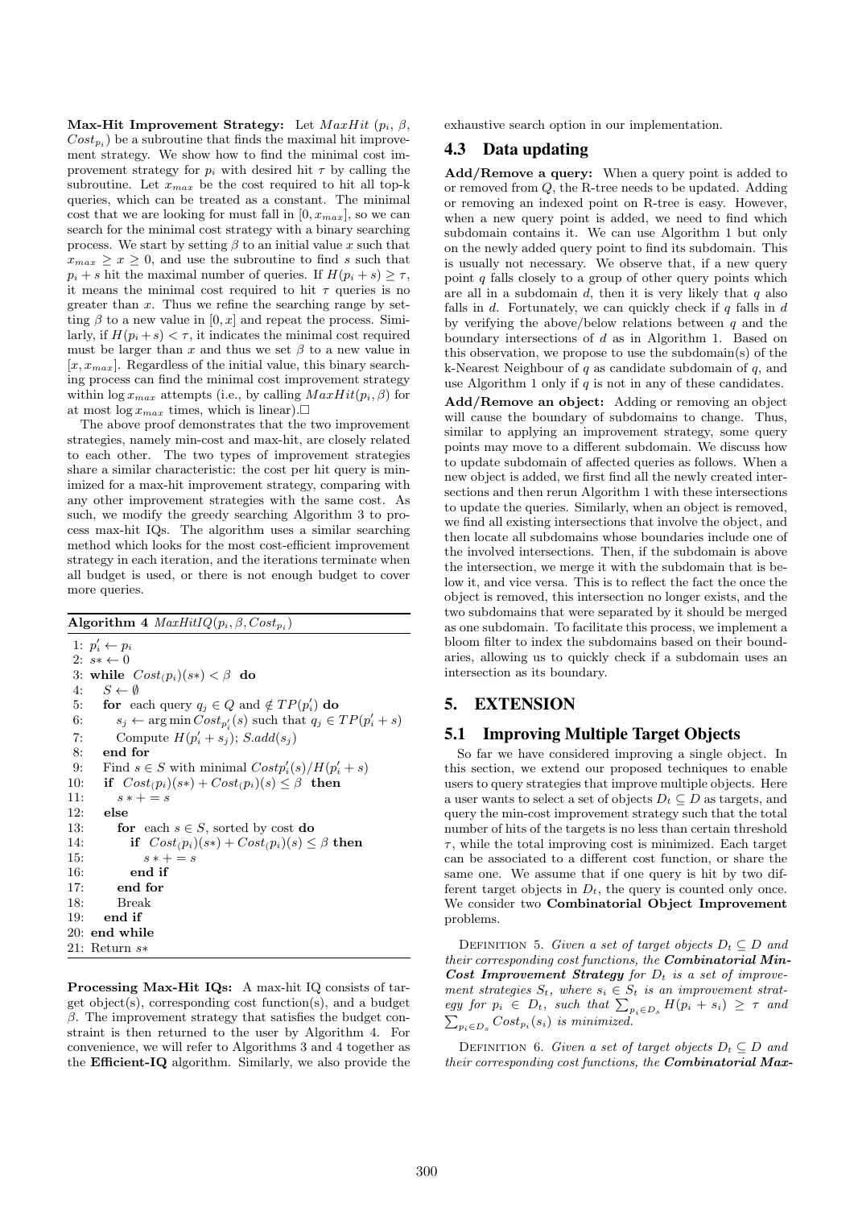**Max-Hit Improvement Strategy:** Let $MaxHit$ ($p_i$, $\beta$, $Cost_{p_i}$) be a subroutine that finds the maximal hit improvement strategy. We show how to find the minimal cost improvement strategy for $p_i$ with desired hit $\tau$ by calling the subroutine. Let $x_{max}$ be the cost required to hit all top-k queries, which can be treated as a constant. The minimal cost that we are looking for must fall in $[0, x_{max}]$, so we can search for the minimal cost strategy with a binary searching process. We start by setting $\beta$ to an initial value $x$ such that $x_{max} \geq x \geq 0$, and use the subroutine to find $s$ such that $p_i + s$ hit the maximal number of queries. If $H(p_i + s) \geq \tau$, it means the minimal cost required to hit $\tau$ queries is no greater than $x$. Thus we refine the searching range by setting $\beta$ to a new value in $[0, x]$ and repeat the process. Similarly, if $H(p_i + s) < \tau$, it indicates the minimal cost required must be larger than $x$ and thus we set $\beta$ to a new value in $[x, x_{max}]$. Regardless of the initial value, this binary searching process can find the minimal cost improvement strategy within $\log x_{max}$ attempts (i.e., by calling $MaxHit(p_i, \beta)$ for at most $\log x_{max}$ times, which is linear).□

The above proof demonstrates that the two improvement strategies, namely min-cost and max-hit, are closely related to each other. The two types of improvement strategies share a similar characteristic: the cost per hit query is minimized for a max-hit improvement strategy, comparing with any other improvement strategies with the same cost. As such, we modify the greedy searching Algorithm 3 to process max-hit IQs. The algorithm uses a similar searching method which looks for the most cost-efficient improvement strategy in each iteration, and the iterations terminate when all budget is used, or there is not enough budget to cover more queries.

**Algorithm 4** $MaxHitIQ(p_i, \beta, Cost_{p_i})$

```
1: p'_i ← p_i
2: s* ← 0
3: while Cost_(p_i)(s*) < β do
4:    S ← ∅
5:    for each query q_j ∈ Q and ∉ TP(p'_i) do
6:       s_j ← arg min Cost_{p'_i}(s) such that q_j ∈ TP(p'_i + s)
7:       Compute H(p'_i + s_j); S.add(s_j)
8:    end for
9:    Find s ∈ S with minimal Costp'_i(s)/H(p'_i + s)
10:   if Cost_(p_i)(s*) + Cost_(p_i)(s) ≤ β then
11:      s* += s
12:   else
13:      for each s ∈ S, sorted by cost do
14:         if Cost_(p_i)(s*) + Cost_(p_i)(s) ≤ β then
15:            s* += s
16:         end if
17:      end for
18:      Break
19:   end if
20: end while
21: Return s*
```

**Processing Max-Hit IQs:** A max-hit IQ consists of target object(s), corresponding cost function(s), and a budget $\beta$. The improvement strategy that satisfies the budget constraint is then returned to the user by Algorithm 4. For convenience, we will refer to Algorithms 3 and 4 together as the **Efficient-IQ** algorithm. Similarly, we also provide the exhaustive search option in our implementation.

## 4.3 Data updating

**Add/Remove a query:** When a query point is added to or removed from $Q$, the R-tree needs to be updated. Adding or removing an indexed point on R-tree is easy. However, when a new query point is added, we need to find which subdomain contains it. We can use Algorithm 1 but only on the newly added query point to find its subdomain. This is usually not necessary. We observe that, if a new query point $q$ falls closely to a group of other query points which are all in a subdomain $d$, then it is very likely that $q$ also falls in $d$. Fortunately, we can quickly check if $q$ falls in $d$ by verifying the above/below relations between $q$ and the boundary intersections of $d$ as in Algorithm 1. Based on this observation, we propose to use the subdomain(s) of the k-Nearest Neighbour of $q$ as candidate subdomain of $q$, and use Algorithm 1 only if $q$ is not in any of these candidates.

**Add/Remove an object:** Adding or removing an object will cause the boundary of subdomains to change. Thus, similar to applying an improvement strategy, some query points may move to a different subdomain. We discuss how to update subdomain of affected queries as follows. When a new object is added, we first find all the newly created intersections and then rerun Algorithm 1 with these intersections to update the queries. Similarly, when an object is removed, we find all existing intersections that involve the object, and then locate all subdomains whose boundaries include one of the involved intersections. Then, if the subdomain is above the intersection, we merge it with the subdomain that is below it, and vice versa. This is to reflect the fact the once the object is removed, this intersection no longer exists, and the two subdomains that were separated by it should be merged as one subdomain. To facilitate this process, we implement a bloom filter to index the subdomains based on their boundaries, allowing us to quickly check if a subdomain uses an intersection as its boundary.

# 5. EXTENSION

## 5.1 Improving Multiple Target Objects

So far we have considered improving a single object. In this section, we extend our proposed techniques to enable users to query strategies that improve multiple objects. Here a user wants to select a set of objects $D_t \subseteq D$ as targets, and query the min-cost improvement strategy such that the total number of hits of the targets is no less than certain threshold $\tau$, while the total improving cost is minimized. Each target can be associated to a different cost function, or share the same one. We assume that if one query is hit by two different target objects in $D_t$, the query is counted only once. We consider two **Combinatorial Object Improvement** problems.

DEFINITION 5. *Given a set of target objects $D_t \subseteq D$ and their corresponding cost functions, the* ***Combinatorial Min-Cost Improvement Strategy*** *for $D_t$ is a set of improvement strategies $S_t$, where $s_i \in S_t$ is an improvement strategy for $p_i \in D_t$, such that $\sum_{p_i \in D_s} H(p_i + s_i) \geq \tau$ and $\sum_{p_i \in D_s} Cost_{p_i}(s_i)$ is minimized.*

DEFINITION 6. *Given a set of target objects $D_t \subseteq D$ and their corresponding cost functions, the* ***Combinatorial Max-***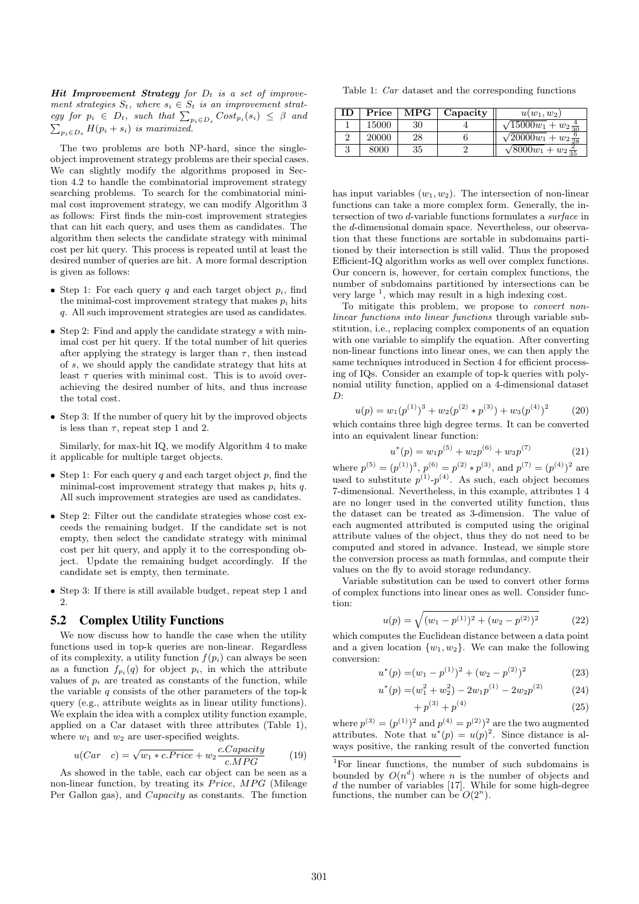***Hit Improvement Strategy*** *for $D_t$ is a set of improvement strategies $S_t$, where $s_i \in S_t$ is an improvement strategy for $p_i \in D_t$, such that $\sum_{p_i \in D_s} Cost_{p_i}(s_i) \leq \beta$ and $\sum_{p_i \in D_s} H(p_i + s_i)$ is maximized.*

The two problems are both NP-hard, since the single-object improvement strategy problems are their special cases. We can slightly modify the algorithms proposed in Section 4.2 to handle the combinatorial improvement strategy searching problems. To search for the combinatorial minimal cost improvement strategy, we can modify Algorithm 3 as follows: First finds the min-cost improvement strategies that can hit each query, and uses them as candidates. The algorithm then selects the candidate strategy with minimal cost per hit query. This process is repeated until at least the desired number of queries are hit. A more formal description is given as follows:

- Step 1: For each query $q$ and each target object $p_i$, find the minimal-cost improvement strategy that makes $p_i$ hits $q$. All such improvement strategies are used as candidates.
- Step 2: Find and apply the candidate strategy $s$ with minimal cost per hit query. If the total number of hit queries after applying the strategy is larger than $\tau$, then instead of $s$, we should apply the candidate strategy that hits at least $\tau$ queries with minimal cost. This is to avoid over-achieving the desired number of hits, and thus increase the total cost.
- Step 3: If the number of query hit by the improved objects is less than $\tau$, repeat step 1 and 2.

Similarly, for max-hit IQ, we modify Algorithm 4 to make it applicable for multiple target objects.

- Step 1: For each query $q$ and each target object $p$, find the minimal-cost improvement strategy that makes $p_i$ hits $q$. All such improvement strategies are used as candidates.
- Step 2: Filter out the candidate strategies whose cost exceeds the remaining budget. If the candidate set is not empty, then select the candidate strategy with minimal cost per hit query, and apply it to the corresponding object. Update the remaining budget accordingly. If the candidate set is empty, then terminate.
- Step 3: If there is still available budget, repeat step 1 and 2.

## 5.2 Complex Utility Functions

We now discuss how to handle the case when the utility functions used in top-k queries are non-linear. Regardless of its complexity, a utility function $f(p_i)$ can always be seen as a function $f_{p_i}(q)$ for object $p_i$, in which the attribute values of $p_i$ are treated as constants of the function, while the variable $q$ consists of the other parameters of the top-k query (e.g., attribute weights as in linear utility functions). We explain the idea with a complex utility function example, applied on a Car dataset with three attributes (Table 1), where $w_1$ and $w_2$ are user-specified weights.

$$u(Car \quad c) = \sqrt{w_1 * c.Price} + w_2 \frac{c.Capacity}{c.MPG} \qquad (19)$$

As showed in the table, each car object can be seen as a non-linear function, by treating its *Price*, *MPG* (Mileage Per Gallon gas), and *Capacity* as constants. The function

Table 1: *Car* dataset and the corresponding functions

| ID | Price | MPG | Capacity | $u(w_1, w_2)$ |
|---|---|---|---|---|
| 1 | 15000 | 30 | 4 | $\sqrt{15000w_1} + w_2\frac{4}{30}$ |
| 2 | 20000 | 28 | 6 | $\sqrt{20000w_1} + w_2\frac{6}{28}$ |
| 3 | 8000 | 35 | 2 | $\sqrt{8000w_1} + w_2\frac{2}{35}$ |

has input variables $(w_1, w_2)$. The intersection of non-linear functions can take a more complex form. Generally, the intersection of two $d$-variable functions formulates a *surface* in the $d$-dimensional domain space. Nevertheless, our observation that these functions are sortable in subdomains partitioned by their intersection is still valid. Thus the proposed Efficient-IQ algorithm works as well over complex functions. Our concern is, however, for certain complex functions, the number of subdomains partitioned by intersections can be very large [1], which may result in a high indexing cost.

To mitigate this problem, we propose to *convert non-linear functions into linear functions* through variable substitution, i.e., replacing complex components of an equation with one variable to simplify the equation. After converting non-linear functions into linear ones, we can then apply the same techniques introduced in Section 4 for efficient processing of IQs. Consider an example of top-k queries with polynomial utility function, applied on a 4-dimensional dataset $D$:

$$u(p) = w_1(p^{(1)})^3 + w_2(p^{(2)} * p^{(3)}) + w_3(p^{(4)})^2 \qquad (20)$$

which contains three high degree terms. It can be converted into an equivalent linear function:

$$u^*(p) = w_1 p^{(5)} + w_2 p^{(6)} + w_3 p^{(7)} \qquad (21)$$

where $p^{(5)} = (p^{(1)})^3$, $p^{(6)} = p^{(2)} * p^{(3)}$, and $p^{(7)} = (p^{(4)})^2$ are used to substitute $p^{(1)}$-$p^{(4)}$. As such, each object becomes 7-dimensional. Nevertheless, in this example, attributes 1 4 are no longer used in the converted utility function, thus the dataset can be treated as 3-dimension. The value of each augmented attributed is computed using the original attribute values of the object, thus they do not need to be computed and stored in advance. Instead, we simple store the conversion process as math formulas, and compute their values on the fly to avoid storage redundancy.

Variable substitution can be used to convert other forms of complex functions into linear ones as well. Consider function:

$$u(p) = \sqrt{(w_1 - p^{(1)})^2 + (w_2 - p^{(2)})^2} \qquad (22)$$

which computes the Euclidean distance between a data point and a given location $\{w_1, w_2\}$. We can make the following conversion:

$$u^*(p) = (w_1 - p^{(1)})^2 + (w_2 - p^{(2)})^2 \qquad (23)$$

$$u^*(p) = (w_1^2 + w_2^2) - 2w_1 p^{(1)} - 2w_2 p^{(2)} \qquad (24)$$

$$+ p^{(3)} + p^{(4)} \qquad (25)$$

where $p^{(3)} = (p^{(1)})^2$ and $p^{(4)} = (p^{(2)})^2$ are the two augmented attributes. Note that $u^*(p) = u(p)^2$. Since distance is always positive, the ranking result of the converted function

[1] For linear functions, the number of such subdomains is bounded by $O(n^d)$ where $n$ is the number of objects and $d$ the number of variables [17]. While for some high-degree functions, the number can be $O(2^n)$.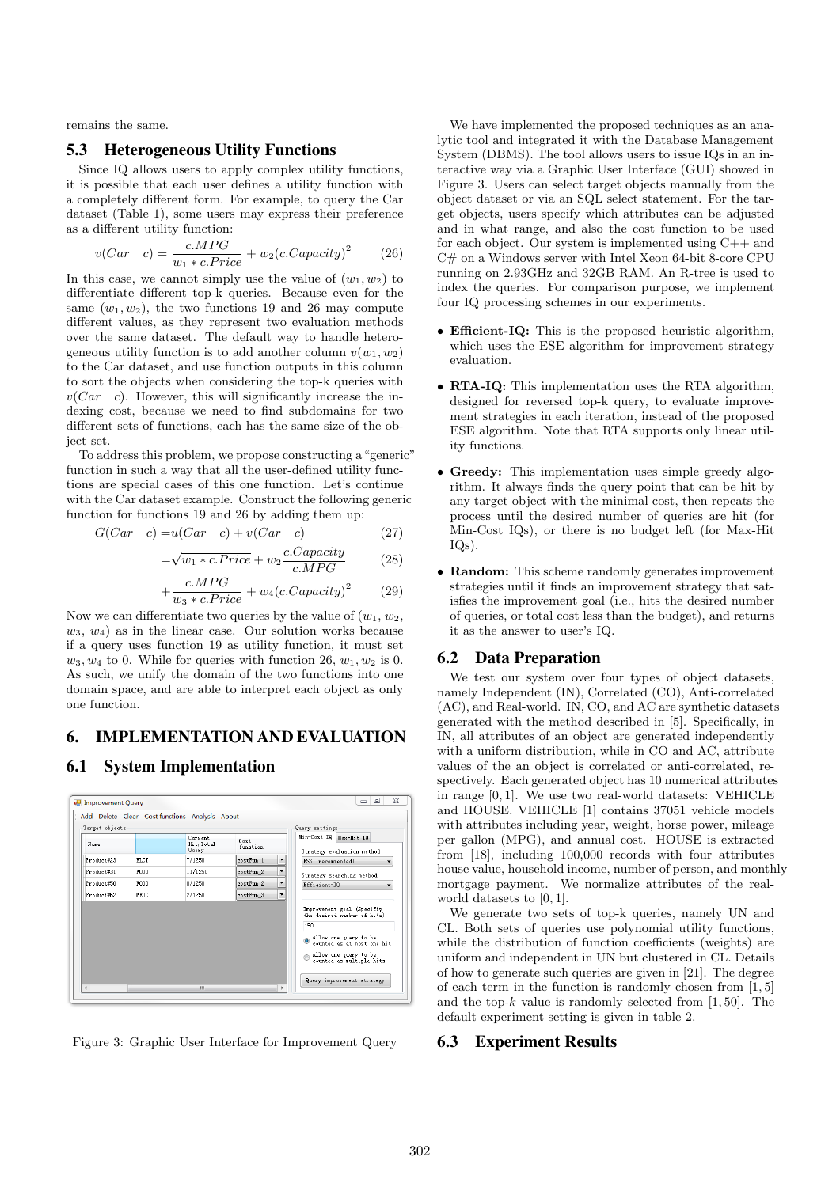remains the same.

## 5.3 Heterogeneous Utility Functions

Since IQ allows users to apply complex utility functions, it is possible that each user defines a utility function with a completely different form. For example, to query the Car dataset (Table 1), some users may express their preference as a different utility function:

$$v(Car \quad c) = \frac{c.MPG}{w_1 * c.Price} + w_2(c.Capacity)^2 \tag{26}$$

In this case, we cannot simply use the value of $(w_1, w_2)$ to differentiate different top-k queries. Because even for the same $(w_1, w_2)$, the two functions 19 and 26 may compute different values, as they represent two evaluation methods over the same dataset. The default way to handle heterogeneous utility function is to add another column $v(w_1, w_2)$ to the Car dataset, and use function outputs in this column to sort the objects when considering the top-k queries with $v(Car \quad c)$. However, this will significantly increase the indexing cost, because we need to find subdomains for two different sets of functions, each has the same size of the object set.

To address this problem, we propose constructing a "generic" function in such a way that all the user-defined utility functions are special cases of this one function. Let's continue with the Car dataset example. Construct the following generic function for functions 19 and 26 by adding them up:

$$G(Car \quad c) = u(Car \quad c) + v(Car \quad c) \tag{27}$$

$$= \sqrt{w_1 * c.Price} + w_2 \frac{c.Capacity}{c.MPG} \tag{28}$$

$$+ \frac{c.MPG}{w_3 * c.Price} + w_4(c.Capacity)^2 \tag{29}$$

Now we can differentiate two queries by the value of ($w_1$, $w_2$, $w_3$, $w_4$) as in the linear case. Our solution works because if a query uses function 19 as utility function, it must set $w_3, w_4$ to 0. While for queries with function 26, $w_1, w_2$ is 0. As such, we unify the domain of the two functions into one domain space, and are able to interpret each object as only one function.

# 6. IMPLEMENTATION AND EVALUATION

## 6.1 System Implementation

Figure 3: Graphic User Interface for Improvement Query

We have implemented the proposed techniques as an analytic tool and integrated it with the Database Management System (DBMS). The tool allows users to issue IQs in an interactive way via a Graphic User Interface (GUI) showed in Figure 3. Users can select target objects manually from the object dataset or via an SQL select statement. For the target objects, users specify which attributes can be adjusted and in what range, and also the cost function to be used for each object. Our system is implemented using C++ and C# on a Windows server with Intel Xeon 64-bit 8-core CPU running on 2.93GHz and 32GB RAM. An R-tree is used to index the queries. For comparison purpose, we implement four IQ processing schemes in our experiments.

- **Efficient-IQ:** This is the proposed heuristic algorithm, which uses the ESE algorithm for improvement strategy evaluation.
- **RTA-IQ:** This implementation uses the RTA algorithm, designed for reversed top-k query, to evaluate improvement strategies in each iteration, instead of the proposed ESE algorithm. Note that RTA supports only linear utility functions.
- **Greedy:** This implementation uses simple greedy algorithm. It always finds the query point that can be hit by any target object with the minimal cost, then repeats the process until the desired number of queries are hit (for Min-Cost IQs), or there is no budget left (for Max-Hit IQs).
- **Random:** This scheme randomly generates improvement strategies until it finds an improvement strategy that satisfies the improvement goal (i.e., hits the desired number of queries, or total cost less than the budget), and returns it as the answer to user's IQ.

## 6.2 Data Preparation

We test our system over four types of object datasets, namely Independent (IN), Correlated (CO), Anti-correlated (AC), and Real-world. IN, CO, and AC are synthetic datasets generated with the method described in [5]. Specifically, in IN, all attributes of an object are generated independently with a uniform distribution, while in CO and AC, attribute values of the an object is correlated or anti-correlated, respectively. Each generated object has 10 numerical attributes in range $[0, 1]$. We use two real-world datasets: VEHICLE and HOUSE. VEHICLE [1] contains 37051 vehicle models with attributes including year, several horse power, mileage per gallon (MPG), and annual cost. HOUSE is extracted from [18], including 100,000 records with four attributes house value, household income, number of person, and monthly mortgage payment. We normalize attributes of the real-world datasets to $[0, 1]$.

We generate two sets of top-k queries, namely UN and CL. Both sets of queries use polynomial utility functions, while the distribution of function coefficients (weights) are uniform and independent in UN but clustered in CL. Details of how to generate such queries are given in [21]. The degree of each term in the function is randomly chosen from $[1, 5]$ and the top-$k$ value is randomly selected from $[1, 50]$. The default experiment setting is given in table 2.

## 6.3 Experiment Results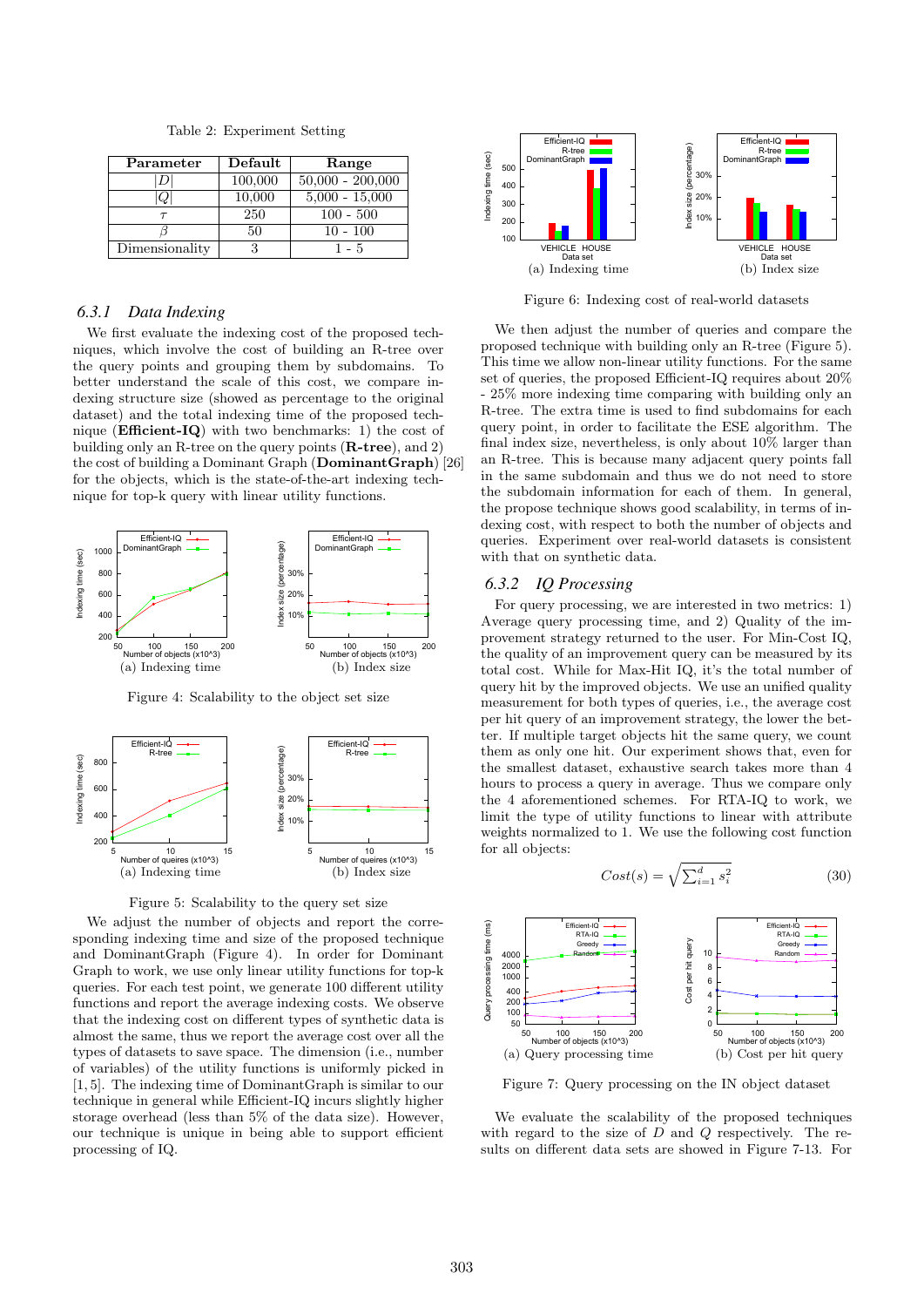Table 2: Experiment Setting

| Parameter | Default | Range |
|---|---|---|
| $\|D\|$ | 100,000 | 50,000 - 200,000 |
| $\|Q\|$ | 10,000 | 5,000 - 15,000 |
| $\tau$ | 250 | 100 - 500 |
| $\beta$ | 50 | 10 - 100 |
| Dimensionality | 3 | 1 - 5 |

### 6.3.1 Data Indexing

We first evaluate the indexing cost of the proposed techniques, which involve the cost of building an R-tree over the query points and grouping them by subdomains. To better understand the scale of this cost, we compare indexing structure size (showed as percentage to the original dataset) and the total indexing time of the proposed technique (**Efficient-IQ**) with two benchmarks: 1) the cost of building only an R-tree on the query points (**R-tree**), and 2) the cost of building a Dominant Graph (**DominantGraph**) [26] for the objects, which is the state-of-the-art indexing technique for top-k query with linear utility functions.

(a) Indexing time (b) Index size

Figure 4: Scalability to the object set size

(a) Indexing time (b) Index size

Figure 5: Scalability to the query set size

We adjust the number of objects and report the corresponding indexing time and size of the proposed technique and DominantGraph (Figure 4). In order for Dominant Graph to work, we use only linear utility functions for top-k queries. For each test point, we generate 100 different utility functions and report the average indexing costs. We observe that the indexing cost on different types of synthetic data is almost the same, thus we report the average cost over all the types of datasets to save space. The dimension (i.e., number of variables) of the utility functions is uniformly picked in [1, 5]. The indexing time of DominantGraph is similar to our technique in general while Efficient-IQ incurs slightly higher storage overhead (less than 5% of the data size). However, our technique is unique in being able to support efficient processing of IQ.

(a) Indexing time (b) Index size

Figure 6: Indexing cost of real-world datasets

We then adjust the number of queries and compare the proposed technique with building only an R-tree (Figure 5). This time we allow non-linear utility functions. For the same set of queries, the proposed Efficient-IQ requires about 20% - 25% more indexing time comparing with building only an R-tree. The extra time is used to find subdomains for each query point, in order to facilitate the ESE algorithm. The final index size, nevertheless, is only about 10% larger than an R-tree. This is because many adjacent query points fall in the same subdomain and thus we do not need to store the subdomain information for each of them. In general, the propose technique shows good scalability, in terms of indexing cost, with respect to both the number of objects and queries. Experiment over real-world datasets is consistent with that on synthetic data.

### 6.3.2 IQ Processing

For query processing, we are interested in two metrics: 1) Average query processing time, and 2) Quality of the improvement strategy returned to the user. For Min-Cost IQ, the quality of an improvement query can be measured by its total cost. While for Max-Hit IQ, it's the total number of query hit by the improved objects. We use an unified quality measurement for both types of queries, i.e., the average cost per hit query of an improvement strategy, the lower the better. If multiple target objects hit the same query, we count them as only one hit. Our experiment shows that, even for the smallest dataset, exhaustive search takes more than 4 hours to process a query in average. Thus we compare only the 4 aforementioned schemes. For RTA-IQ to work, we limit the type of utility functions to linear with attribute weights normalized to 1. We use the following cost function for all objects:

$$Cost(s) = \sqrt{\sum_{i=1}^{d} s_i^2} \tag{30}$$

(a) Query processing time (b) Cost per hit query

Figure 7: Query processing on the IN object dataset

We evaluate the scalability of the proposed techniques with regard to the size of $D$ and $Q$ respectively. The results on different data sets are showed in Figure 7-13. For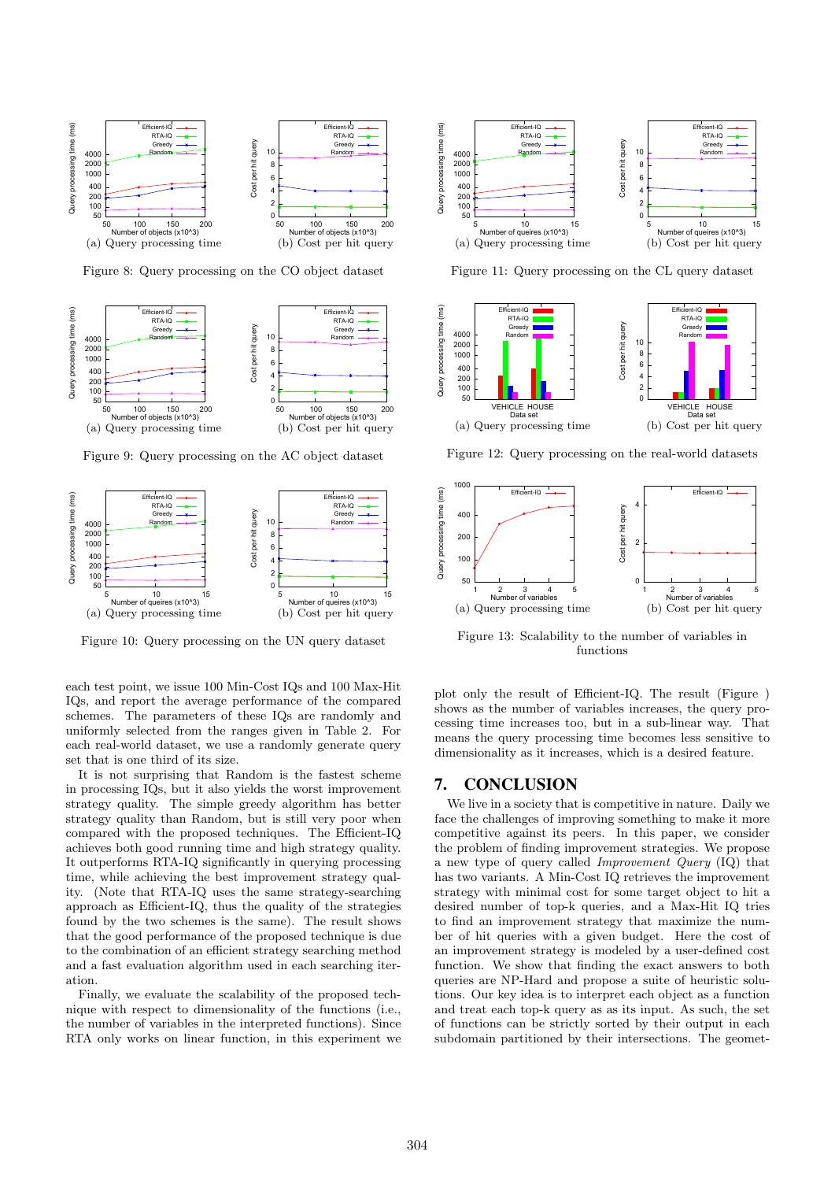(a) Query processing time

(b) Cost per hit query

Figure 8: Query processing on the CO object dataset

(a) Query processing time

(b) Cost per hit query

Figure 9: Query processing on the AC object dataset

(a) Query processing time

(b) Cost per hit query

Figure 10: Query processing on the UN query dataset

(a) Query processing time

(b) Cost per hit query

Figure 11: Query processing on the CL query dataset

(a) Query processing time

(b) Cost per hit query

Figure 12: Query processing on the real-world datasets

(a) Query processing time

(b) Cost per hit query

Figure 13: Scalability to the number of variables in functions

each test point, we issue 100 Min-Cost IQs and 100 Max-Hit IQs, and report the average performance of the compared schemes. The parameters of these IQs are randomly and uniformly selected from the ranges given in Table 2. For each real-world dataset, we use a randomly generate query set that is one third of its size.

It is not surprising that Random is the fastest scheme in processing IQs, but it also yields the worst improvement strategy quality. The simple greedy algorithm has better strategy quality than Random, but is still very poor when compared with the proposed techniques. The Efficient-IQ achieves both good running time and high strategy quality. It outperforms RTA-IQ significantly in querying processing time, while achieving the best improvement strategy quality. (Note that RTA-IQ uses the same strategy-searching approach as Efficient-IQ, thus the quality of the strategies found by the two schemes is the same). The result shows that the good performance of the proposed technique is due to the combination of an efficient strategy searching method and a fast evaluation algorithm used in each searching iteration.

Finally, we evaluate the scalability of the proposed technique with respect to dimensionality of the functions (i.e., the number of variables in the interpreted functions). Since RTA only works on linear function, in this experiment we plot only the result of Efficient-IQ. The result (Figure ) shows as the number of variables increases, the query processing time increases too, but in a sub-linear way. That means the query processing time becomes less sensitive to dimensionality as it increases, which is a desired feature.

## 7. CONCLUSION

We live in a society that is competitive in nature. Daily we face the challenges of improving something to make it more competitive against its peers. In this paper, we consider the problem of finding improvement strategies. We propose a new type of query called *Improvement Query* (IQ) that has two variants. A Min-Cost IQ retrieves the improvement strategy with minimal cost for some target object to hit a desired number of top-k queries, and a Max-Hit IQ tries to find an improvement strategy that maximize the number of hit queries with a given budget. Here the cost of an improvement strategy is modeled by a user-defined cost function. We show that finding the exact answers to both queries are NP-Hard and propose a suite of heuristic solutions. Our key idea is to interpret each object as a function and treat each top-k query as its input. As such, the set of functions can be strictly sorted by their output in each subdomain partitioned by their intersections. The geomet-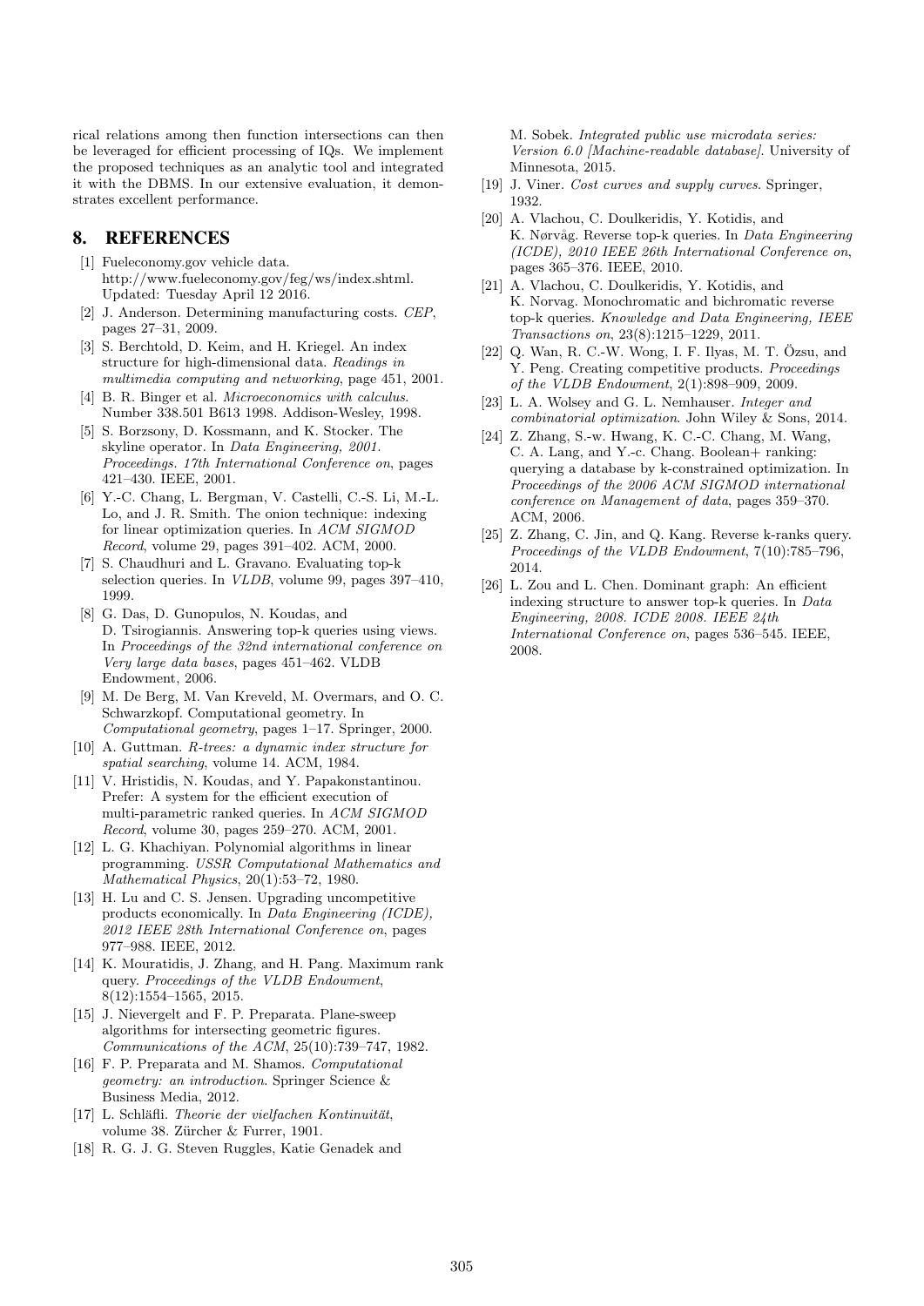rical relations among then function intersections can then be leveraged for efficient processing of IQs. We implement the proposed techniques as an analytic tool and integrated it with the DBMS. In our extensive evaluation, it demonstrates excellent performance.

## 8. REFERENCES

[1] Fueleconomy.gov vehicle data. http://www.fueleconomy.gov/feg/ws/index.shtml. Updated: Tuesday April 12 2016.

[2] J. Anderson. Determining manufacturing costs. *CEP*, pages 27–31, 2009.

[3] S. Berchtold, D. Keim, and H. Kriegel. An index structure for high-dimensional data. *Readings in multimedia computing and networking*, page 451, 2001.

[4] B. R. Binger et al. *Microeconomics with calculus*. Number 338.501 B613 1998. Addison-Wesley, 1998.

[5] S. Borzsony, D. Kossmann, and K. Stocker. The skyline operator. In *Data Engineering, 2001. Proceedings. 17th International Conference on*, pages 421–430. IEEE, 2001.

[6] Y.-C. Chang, L. Bergman, V. Castelli, C.-S. Li, M.-L. Lo, and J. R. Smith. The onion technique: indexing for linear optimization queries. In *ACM SIGMOD Record*, volume 29, pages 391–402. ACM, 2000.

[7] S. Chaudhuri and L. Gravano. Evaluating top-k selection queries. In *VLDB*, volume 99, pages 397–410, 1999.

[8] G. Das, D. Gunopulos, N. Koudas, and D. Tsirogiannis. Answering top-k queries using views. In *Proceedings of the 32nd international conference on Very large data bases*, pages 451–462. VLDB Endowment, 2006.

[9] M. De Berg, M. Van Kreveld, M. Overmars, and O. C. Schwarzkopf. Computational geometry. In *Computational geometry*, pages 1–17. Springer, 2000.

[10] A. Guttman. *R-trees: a dynamic index structure for spatial searching*, volume 14. ACM, 1984.

[11] V. Hristidis, N. Koudas, and Y. Papakonstantinou. Prefer: A system for the efficient execution of multi-parametric ranked queries. In *ACM SIGMOD Record*, volume 30, pages 259–270. ACM, 2001.

[12] L. G. Khachiyan. Polynomial algorithms in linear programming. *USSR Computational Mathematics and Mathematical Physics*, 20(1):53–72, 1980.

[13] H. Lu and C. S. Jensen. Upgrading uncompetitive products economically. In *Data Engineering (ICDE), 2012 IEEE 28th International Conference on*, pages 977–988. IEEE, 2012.

[14] K. Mouratidis, J. Zhang, and H. Pang. Maximum rank query. *Proceedings of the VLDB Endowment*, 8(12):1554–1565, 2015.

[15] J. Nievergelt and F. P. Preparata. Plane-sweep algorithms for intersecting geometric figures. *Communications of the ACM*, 25(10):739–747, 1982.

[16] F. P. Preparata and M. Shamos. *Computational geometry: an introduction*. Springer Science & Business Media, 2012.

[17] L. Schläfli. *Theorie der vielfachen Kontinuität*, volume 38. Zürcher & Furrer, 1901.

[18] R. G. J. G. Steven Ruggles, Katie Genadek and M. Sobek. *Integrated public use microdata series: Version 6.0 [Machine-readable database]*. University of Minnesota, 2015.

[19] J. Viner. *Cost curves and supply curves*. Springer, 1932.

[20] A. Vlachou, C. Doulkeridis, Y. Kotidis, and K. Nørvåg. Reverse top-k queries. In *Data Engineering (ICDE), 2010 IEEE 26th International Conference on*, pages 365–376. IEEE, 2010.

[21] A. Vlachou, C. Doulkeridis, Y. Kotidis, and K. Norvag. Monochromatic and bichromatic reverse top-k queries. *Knowledge and Data Engineering, IEEE Transactions on*, 23(8):1215–1229, 2011.

[22] Q. Wan, R. C.-W. Wong, I. F. Ilyas, M. T. Özsu, and Y. Peng. Creating competitive products. *Proceedings of the VLDB Endowment*, 2(1):898–909, 2009.

[23] L. A. Wolsey and G. L. Nemhauser. *Integer and combinatorial optimization*. John Wiley & Sons, 2014.

[24] Z. Zhang, S.-w. Hwang, K. C.-C. Chang, M. Wang, C. A. Lang, and Y.-c. Chang. Boolean+ ranking: querying a database by k-constrained optimization. In *Proceedings of the 2006 ACM SIGMOD international conference on Management of data*, pages 359–370. ACM, 2006.

[25] Z. Zhang, C. Jin, and Q. Kang. Reverse k-ranks query. *Proceedings of the VLDB Endowment*, 7(10):785–796, 2014.

[26] L. Zou and L. Chen. Dominant graph: An efficient indexing structure to answer top-k queries. In *Data Engineering, 2008. ICDE 2008. IEEE 24th International Conference on*, pages 536–545. IEEE, 2008.